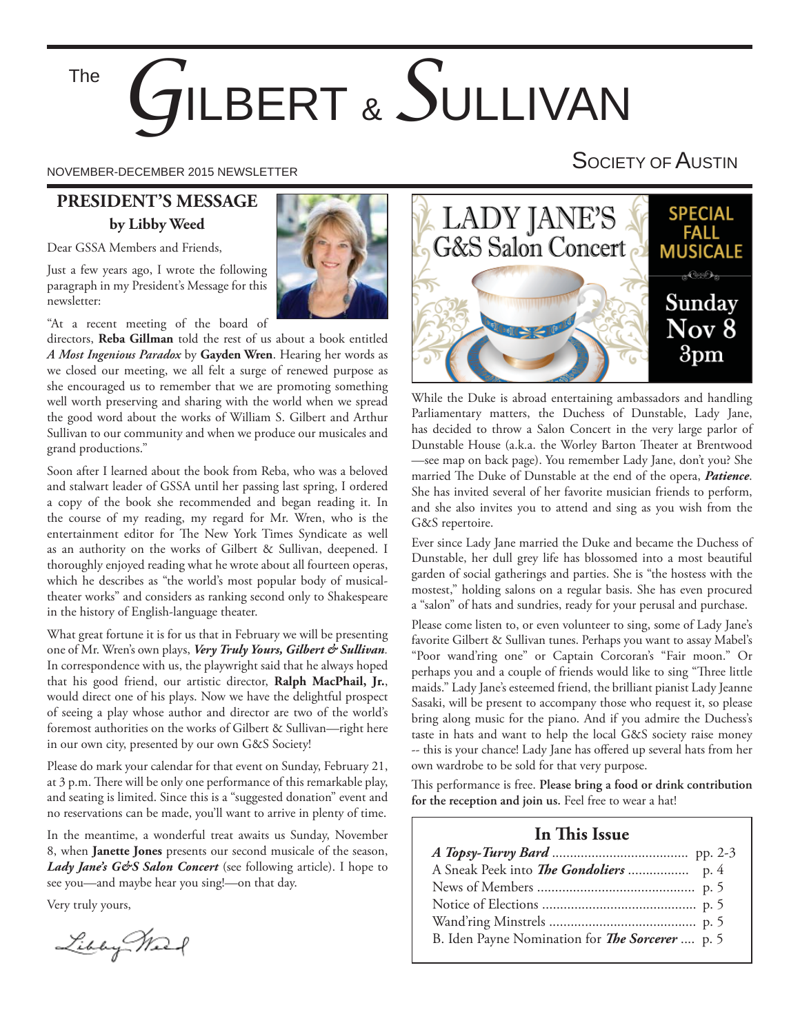# The GILBERT & SULLIVAN SOCIETY OF AUSTIN

NOVEMBER-DECEMBER 2015 NEWSLETTER

## PRESIDENT'S MESSAGE

**by Libby Weed**

Dear GSSA Members and Friends,

Just a few years ago, I wrote the following paragraph in my President's Message for this newsletter:

"At a recent meeting of the board of directors, **Reba Gillman** told the rest of us about a book entitled ***A Most Ingenious Paradox*** by **Gayden Wren**. Hearing her words as we closed our meeting, we all felt a surge of renewed purpose as she encouraged us to remember that we are promoting something well worth preserving and sharing with the world when we spread the good word about the works of William S. Gilbert and Arthur Sullivan to our community and when we produce our musicales and grand productions."

Soon after I learned about the book from Reba, who was a beloved and stalwart leader of GSSA until her passing last spring, I ordered a copy of the book she recommended and began reading it. In the course of my reading, my regard for Mr. Wren, who is the entertainment editor for The New York Times Syndicate as well as an authority on the works of Gilbert & Sullivan, deepened. I thoroughly enjoyed reading what he wrote about all fourteen operas, which he describes as "the world's most popular body of musical-theater works" and considers as ranking second only to Shakespeare in the history of English-language theater.

What great fortune it is for us that in February we will be presenting one of Mr. Wren's own plays, ***Very Truly Yours, Gilbert & Sullivan***. In correspondence with us, the playwright said that he always hoped that his good friend, our artistic director, **Ralph MacPhail, Jr.**, would direct one of his plays. Now we have the delightful prospect of seeing a play whose author and director are two of the world's foremost authorities on the works of Gilbert & Sullivan—right here in our own city, presented by our own G&S Society!

Please do mark your calendar for that event on Sunday, February 21, at 3 p.m. There will be only one performance of this remarkable play, and seating is limited. Since this is a "suggested donation" event and no reservations can be made, you'll want to arrive in plenty of time.

In the meantime, a wonderful treat awaits us Sunday, November 8, when **Janette Jones** presents our second musicale of the season, ***Lady Jane's G&S Salon Concert*** (see following article). I hope to see you—and maybe hear you sing!—on that day.

Very truly yours,

Libby Weed

## LADY JANE'S G&S Salon Concert

**SPECIAL FALL MUSICALE**

**Sunday Nov 8 3pm**

While the Duke is abroad entertaining ambassadors and handling Parliamentary matters, the Duchess of Dunstable, Lady Jane, has decided to throw a Salon Concert in the very large parlor of Dunstable House (a.k.a. the Worley Barton Theater at Brentwood —see map on back page). You remember Lady Jane, don't you? She married The Duke of Dunstable at the end of the opera, ***Patience***. She has invited several of her favorite musician friends to perform, and she also invites you to attend and sing as you wish from the G&S repertoire.

Ever since Lady Jane married the Duke and became the Duchess of Dunstable, her dull grey life has blossomed into a most beautiful garden of social gatherings and parties. She is "the hostess with the mostest," holding salons on a regular basis. She has even procured a "salon" of hats and sundries, ready for your perusal and purchase.

Please come listen to, or even volunteer to sing, some of Lady Jane's favorite Gilbert & Sullivan tunes. Perhaps you want to assay Mabel's "Poor wand'ring one" or Captain Corcoran's "Fair moon." Or perhaps you and a couple of friends would like to sing "Three little maids." Lady Jane's esteemed friend, the brilliant pianist Lady Jeanne Sasaki, will be present to accompany those who request it, so please bring along music for the piano. And if you admire the Duchess's taste in hats and want to help the local G&S society raise money -- this is your chance! Lady Jane has offered up several hats from her own wardrobe to be sold for that very purpose.

This performance is free. **Please bring a food or drink contribution for the reception and join us.** Feel free to wear a hat!

## In This Issue

| | |
|---|---|
| ***A Topsy-Turvy Bard*** | pp. 2-3 |
| A Sneak Peek into ***The Gondoliers*** | p. 4 |
| News of Members | p. 5 |
| Notice of Elections | p. 5 |
| Wand'ring Minstrels | p. 5 |
| B. Iden Payne Nomination for ***The Sorcerer*** | p. 5 |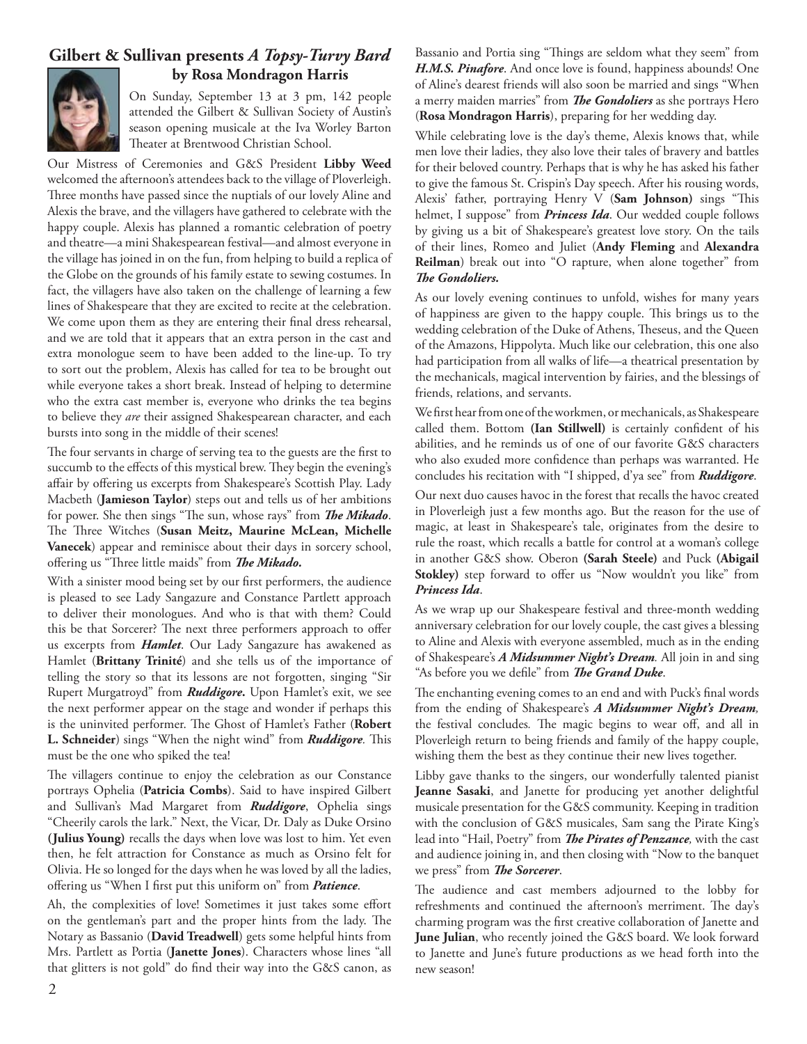## Gilbert & Sullivan presents *A Topsy-Turvy Bard*
### by Rosa Mondragon Harris

On Sunday, September 13 at 3 pm, 142 people attended the Gilbert & Sullivan Society of Austin's season opening musicale at the Iva Worley Barton Theater at Brentwood Christian School.

Our Mistress of Ceremonies and G&S President **Libby Weed** welcomed the afternoon's attendees back to the village of Ploverleigh. Three months have passed since the nuptials of our lovely Aline and Alexis the brave, and the villagers have gathered to celebrate with the happy couple. Alexis has planned a romantic celebration of poetry and theatre—a mini Shakespearean festival—and almost everyone in the village has joined in on the fun, from helping to build a replica of the Globe on the grounds of his family estate to sewing costumes. In fact, the villagers have also taken on the challenge of learning a few lines of Shakespeare that they are excited to recite at the celebration. We come upon them as they are entering their final dress rehearsal, and we are told that it appears that an extra person in the cast and extra monologue seem to have been added to the line-up. To try to sort out the problem, Alexis has called for tea to be brought out while everyone takes a short break. Instead of helping to determine who the extra cast member is, everyone who drinks the tea begins to believe they *are* their assigned Shakespearean character, and each bursts into song in the middle of their scenes!

The four servants in charge of serving tea to the guests are the first to succumb to the effects of this mystical brew. They begin the evening's affair by offering us excerpts from Shakespeare's Scottish Play. Lady Macbeth (**Jamieson Taylor**) steps out and tells us of her ambitions for power. She then sings "The sun, whose rays" from ***The Mikado***. The Three Witches (**Susan Meitz, Maurine McLean, Michelle Vanecek**) appear and reminisce about their days in sorcery school, offering us "Three little maids" from ***The Mikado.***

With a sinister mood being set by our first performers, the audience is pleased to see Lady Sangazure and Constance Partlett approach to deliver their monologues. And who is that with them? Could this be that Sorcerer? The next three performers approach to offer us excerpts from ***Hamlet***. Our Lady Sangazure has awakened as Hamlet (**Brittany Trinité**) and she tells us of the importance of telling the story so that its lessons are not forgotten, singing "Sir Rupert Murgatroyd" from ***Ruddigore***. Upon Hamlet's exit, we see the next performer appear on the stage and wonder if perhaps this is the uninvited performer. The Ghost of Hamlet's Father (**Robert L. Schneider**) sings "When the night wind" from ***Ruddigore***. This must be the one who spiked the tea!

The villagers continue to enjoy the celebration as our Constance portrays Ophelia (**Patricia Combs**). Said to have inspired Gilbert and Sullivan's Mad Margaret from ***Ruddigore***, Ophelia sings "Cheerily carols the lark." Next, the Vicar, Dr. Daly as Duke Orsino (**Julius Young**) recalls the days when love was lost to him. Yet even then, he felt attraction for Constance as much as Orsino felt for Olivia. He so longed for the days when he was loved by all the ladies, offering us "When I first put this uniform on" from ***Patience***.

Ah, the complexities of love! Sometimes it just takes some effort on the gentleman's part and the proper hints from the lady. The Notary as Bassanio (**David Treadwell**) gets some helpful hints from Mrs. Partlett as Portia (**Janette Jones**). Characters whose lines "all that glitters is not gold" do find their way into the G&S canon, as Bassanio and Portia sing "Things are seldom what they seem" from ***H.M.S. Pinafore***. And once love is found, happiness abounds! One of Aline's dearest friends will also soon be married and sings "When a merry maiden marries" from ***The Gondoliers*** as she portrays Hero (**Rosa Mondragon Harris**), preparing for her wedding day.

While celebrating love is the day's theme, Alexis knows that, while men love their ladies, they also love their tales of bravery and battles for their beloved country. Perhaps that is why he has asked his father to give the famous St. Crispin's Day speech. After his rousing words, Alexis' father, portraying Henry V (**Sam Johnson**) sings "This helmet, I suppose" from ***Princess Ida***. Our wedded couple follows by giving us a bit of Shakespeare's greatest love story. On the tails of their lines, Romeo and Juliet (**Andy Fleming** and **Alexandra Reilman**) break out into "O rapture, when alone together" from ***The Gondoliers.***

As our lovely evening continues to unfold, wishes for many years of happiness are given to the happy couple. This brings us to the wedding celebration of the Duke of Athens, Theseus, and the Queen of the Amazons, Hippolyta. Much like our celebration, this one also had participation from all walks of life—a theatrical presentation by the mechanicals, magical intervention by fairies, and the blessings of friends, relations, and servants.

We first hear from one of the workmen, or mechanicals, as Shakespeare called them. Bottom **(Ian Stillwell)** is certainly confident of his abilities, and he reminds us of one of our favorite G&S characters who also exuded more confidence than perhaps was warranted. He concludes his recitation with "I shipped, d'ya see" from ***Ruddigore***.

Our next duo causes havoc in the forest that recalls the havoc created in Ploverleigh just a few months ago. But the reason for the use of magic, at least in Shakespeare's tale, originates from the desire to rule the roast, which recalls a battle for control at a woman's college in another G&S show. Oberon **(Sarah Steele)** and Puck **(Abigail Stokley)** step forward to offer us "Now wouldn't you like" from ***Princess Ida***.

As we wrap up our Shakespeare festival and three-month wedding anniversary celebration for our lovely couple, the cast gives a blessing to Aline and Alexis with everyone assembled, much as in the ending of Shakespeare's ***A Midsummer Night's Dream***. All join in and sing "As before you we defile" from ***The Grand Duke***.

The enchanting evening comes to an end and with Puck's final words from the ending of Shakespeare's ***A Midsummer Night's Dream***, the festival concludes. The magic begins to wear off, and all in Ploverleigh return to being friends and family of the happy couple, wishing them the best as they continue their new lives together.

Libby gave thanks to the singers, our wonderfully talented pianist **Jeanne Sasaki**, and Janette for producing yet another delightful musicale presentation for the G&S community. Keeping in tradition with the conclusion of G&S musicales, Sam sang the Pirate King's lead into "Hail, Poetry" from ***The Pirates of Penzance***, with the cast and audience joining in, and then closing with "Now to the banquet we press" from ***The Sorcerer***.

The audience and cast members adjourned to the lobby for refreshments and continued the afternoon's merriment. The day's charming program was the first creative collaboration of Janette and **June Julian**, who recently joined the G&S board. We look forward to Janette and June's future productions as we head forth into the new season!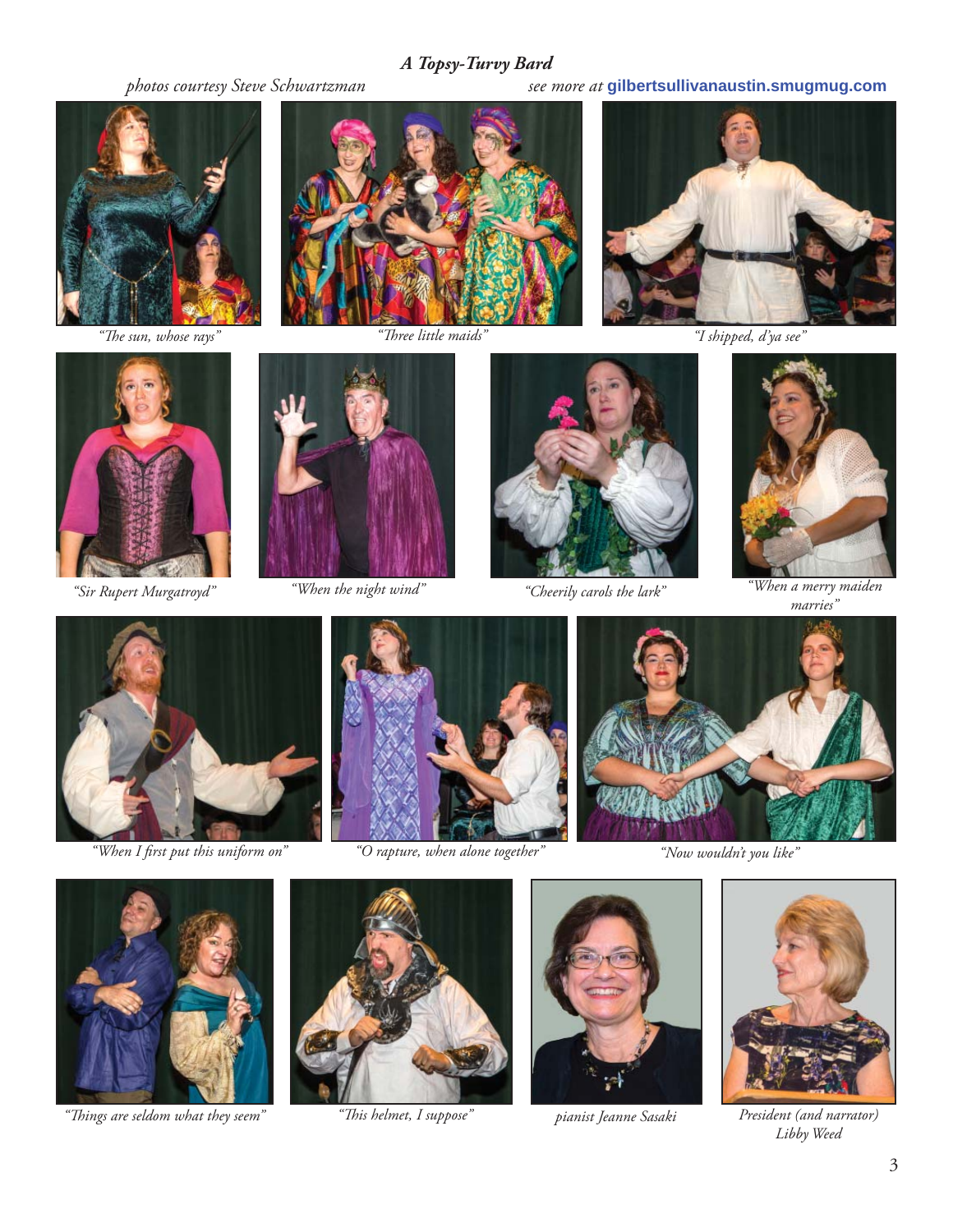## *A Topsy-Turvy Bard*

*photos courtesy Steve Schwartzman* *see more at* **gilbertsullivanaustin.smugmug.com**

*"The sun, whose rays"*

*"Three little maids"*

*"I shipped, d'ya see"*

*"Sir Rupert Murgatroyd"*

*"When the night wind"*

*"Cheerily carols the lark"*

*"When a merry maiden marries"*

*"When I first put this uniform on"*

*"O rapture, when alone together"*

*"Now wouldn't you like"*

*"Things are seldom what they seem"*

*"This helmet, I suppose"*

*pianist Jeanne Sasaki*

*President (and narrator) Libby Weed*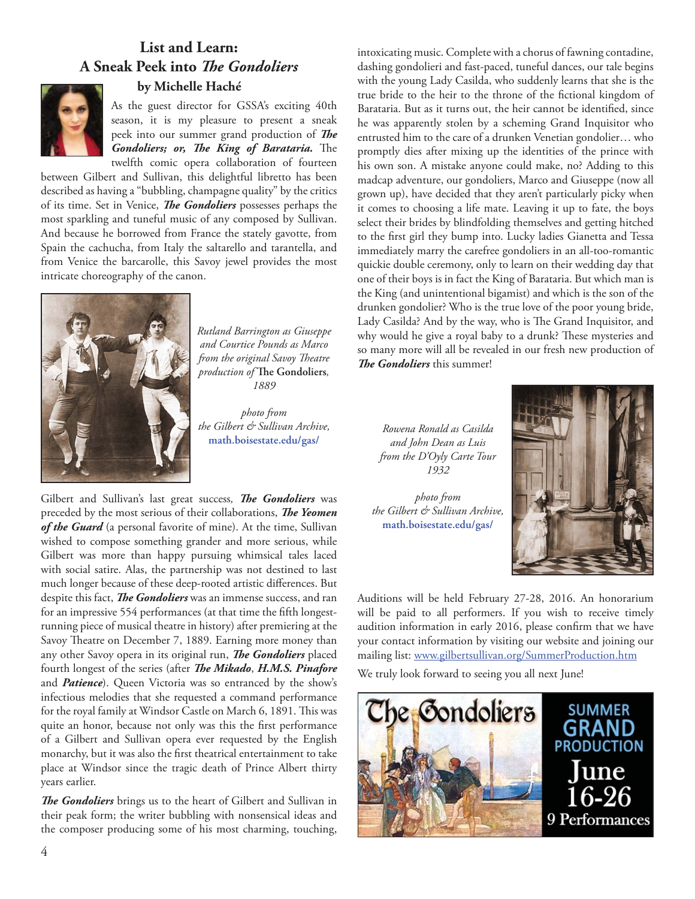# List and Learn: A Sneak Peek into *The Gondoliers*

### by Michelle Haché

As the guest director for GSSA's exciting 40th season, it is my pleasure to present a sneak peek into our summer grand production of ***The Gondoliers; or, The King of Barataria.*** The twelfth comic opera collaboration of fourteen between Gilbert and Sullivan, this delightful libretto has been described as having a "bubbling, champagne quality" by the critics of its time. Set in Venice, ***The Gondoliers*** possesses perhaps the most sparkling and tuneful music of any composed by Sullivan. And because he borrowed from France the stately gavotte, from Spain the cachucha, from Italy the saltarello and tarantella, and from Venice the barcarolle, this Savoy jewel provides the most intricate choreography of the canon.

*Rutland Barrington as Giuseppe and Courtice Pounds as Marco from the original Savoy Theatre production of* **The Gondoliers***, 1889*

*photo from the Gilbert & Sullivan Archive,* **math.boisestate.edu/gas/**

Gilbert and Sullivan's last great success, ***The Gondoliers*** was preceded by the most serious of their collaborations, ***The Yeomen of the Guard*** (a personal favorite of mine). At the time, Sullivan wished to compose something grander and more serious, while Gilbert was more than happy pursuing whimsical tales laced with social satire. Alas, the partnership was not destined to last much longer because of these deep-rooted artistic differences. But despite this fact, ***The Gondoliers*** was an immense success, and ran for an impressive 554 performances (at that time the fifth longest-running piece of musical theatre in history) after premiering at the Savoy Theatre on December 7, 1889. Earning more money than any other Savoy opera in its original run, ***The Gondoliers*** placed fourth longest of the series (after ***The Mikado***, ***H.M.S. Pinafore*** and ***Patience***). Queen Victoria was so entranced by the show's infectious melodies that she requested a command performance for the royal family at Windsor Castle on March 6, 1891. This was quite an honor, because not only was this the first performance of a Gilbert and Sullivan opera ever requested by the English monarchy, but it was also the first theatrical entertainment to take place at Windsor since the tragic death of Prince Albert thirty years earlier.

***The Gondoliers*** brings us to the heart of Gilbert and Sullivan in their peak form; the writer bubbling with nonsensical ideas and the composer producing some of his most charming, touching, intoxicating music. Complete with a chorus of fawning contadine, dashing gondolieri and fast-paced, tuneful dances, our tale begins with the young Lady Casilda, who suddenly learns that she is the true bride to the heir to the throne of the fictional kingdom of Barataria. But as it turns out, the heir cannot be identified, since he was apparently stolen by a scheming Grand Inquisitor who entrusted him to the care of a drunken Venetian gondolier… who promptly dies after mixing up the identities of the prince with his own son. A mistake anyone could make, no? Adding to this madcap adventure, our gondoliers, Marco and Giuseppe (now all grown up), have decided that they aren't particularly picky when it comes to choosing a life mate. Leaving it up to fate, the boys select their brides by blindfolding themselves and getting hitched to the first girl they bump into. Lucky ladies Gianetta and Tessa immediately marry the carefree gondoliers in an all-too-romantic quickie double ceremony, only to learn on their wedding day that one of their boys is in fact the King of Barataria. But which man is the King (and unintentional bigamist) and which is the son of the drunken gondolier? Who is the true love of the poor young bride, Lady Casilda? And by the way, who is The Grand Inquisitor, and why would he give a royal baby to a drunk? These mysteries and so many more will all be revealed in our fresh new production of ***The Gondoliers*** this summer!

*Rowena Ronald as Casilda and John Dean as Luis from the D'Oyly Carte Tour 1932*

*photo from the Gilbert & Sullivan Archive,* **math.boisestate.edu/gas/**

Auditions will be held February 27-28, 2016. An honorarium will be paid to all performers. If you wish to receive timely audition information in early 2016, please confirm that we have your contact information by visiting our website and joining our mailing list: www.gilbertsullivan.org/SummerProduction.htm

We truly look forward to seeing you all next June!

**The Gondoliers**
**SUMMER GRAND PRODUCTION**
**June 16-26**
**9 Performances**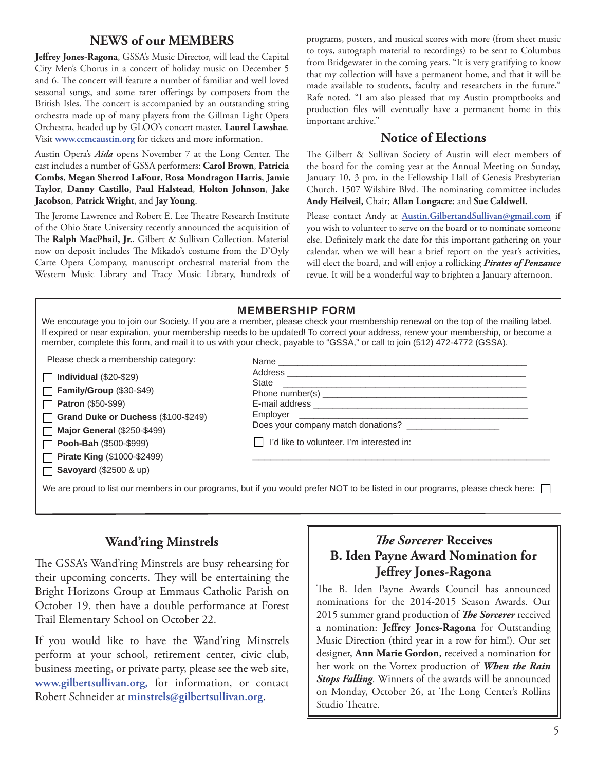## NEWS of our MEMBERS

**Jeffrey Jones-Ragona**, GSSA's Music Director, will lead the Capital City Men's Chorus in a concert of holiday music on December 5 and 6. The concert will feature a number of familiar and well loved seasonal songs, and some rarer offerings by composers from the British Isles. The concert is accompanied by an outstanding string orchestra made up of many players from the Gillman Light Opera Orchestra, headed up by GLOO's concert master, **Laurel Lawshae**. Visit www.ccmcaustin.org for tickets and more information.

Austin Opera's ***Aida*** opens November 7 at the Long Center. The cast includes a number of GSSA performers: **Carol Brown**, **Patricia Combs**, **Megan Sherrod LaFour**, **Rosa Mondragon Harris**, **Jamie Taylor**, **Danny Castillo**, **Paul Halstead**, **Holton Johnson**, **Jake Jacobson**, **Patrick Wright**, and **Jay Young**.

The Jerome Lawrence and Robert E. Lee Theatre Research Institute of the Ohio State University recently announced the acquisition of The **Ralph MacPhail, Jr.**, Gilbert & Sullivan Collection. Material now on deposit includes The Mikado's costume from the D'Oyly Carte Opera Company, manuscript orchestral material from the Western Music Library and Tracy Music Library, hundreds of programs, posters, and musical scores with more (from sheet music to toys, autograph material to recordings) to be sent to Columbus from Bridgewater in the coming years. "It is very gratifying to know that my collection will have a permanent home, and that it will be made available to students, faculty and researchers in the future," Rafe noted. "I am also pleased that my Austin promptbooks and production files will eventually have a permanent home in this important archive."

## Notice of Elections

The Gilbert & Sullivan Society of Austin will elect members of the board for the coming year at the Annual Meeting on Sunday, January 10, 3 pm, in the Fellowship Hall of Genesis Presbyterian Church, 1507 Wilshire Blvd. The nominating committee includes **Andy Heilveil,** Chair; **Allan Longacre**; and **Sue Caldwell.**

Please contact Andy at Austin.GilbertandSullivan@gmail.com if you wish to volunteer to serve on the board or to nominate someone else. Definitely mark the date for this important gathering on your calendar, when we will hear a brief report on the year's activities, will elect the board, and will enjoy a rollicking ***Pirates of Penzance*** revue. It will be a wonderful way to brighten a January afternoon.

### MEMBERSHIP FORM

We encourage you to join our Society. If you are a member, please check your membership renewal on the top of the mailing label. If expired or near expiration, your membership needs to be updated! To correct your address, renew your membership, or become a member, complete this form, and mail it to us with your check, payable to "GSSA," or call to join (512) 472-4772 (GSSA).

Please check a membership category:

- ☐ **Individual** ($20-$29)
- ☐ **Family/Group** ($30-$49)
- ☐ **Patron** ($50-$99)
- ☐ **Grand Duke or Duchess** ($100-$249)
- ☐ **Major General** ($250-$499)
- ☐ **Pooh-Bah** ($500-$999)
- ☐ **Pirate King** ($1000-$2499)
- ☐ **Savoyard** ($2500 & up)

Name ______________________________

Address ______________________________

State ______________________________

Phone number(s) ______________________________

E-mail address ______________________________

Employer ______________________________

Does your company match donations? ______________

☐ I'd like to volunteer. I'm interested in:

______________________________

We are proud to list our members in our programs, but if you would prefer NOT to be listed in our programs, please check here: ☐

## Wand'ring Minstrels

The GSSA's Wand'ring Minstrels are busy rehearsing for their upcoming concerts. They will be entertaining the Bright Horizons Group at Emmaus Catholic Parish on October 19, then have a double performance at Forest Trail Elementary School on October 22.

If you would like to have the Wand'ring Minstrels perform at your school, retirement center, civic club, business meeting, or private party, please see the web site, **www.gilbertsullivan.org,** for information, or contact Robert Schneider at **minstrels@gilbertsullivan.org**.

## *The Sorcerer* Receives B. Iden Payne Award Nomination for Jeffrey Jones-Ragona

The B. Iden Payne Awards Council has announced nominations for the 2014-2015 Season Awards. Our 2015 summer grand production of ***The Sorcerer*** received a nomination: **Jeffrey Jones-Ragona** for Outstanding Music Direction (third year in a row for him!). Our set designer, **Ann Marie Gordon**, received a nomination for her work on the Vortex production of ***When the Rain Stops Falling***. Winners of the awards will be announced on Monday, October 26, at The Long Center's Rollins Studio Theatre.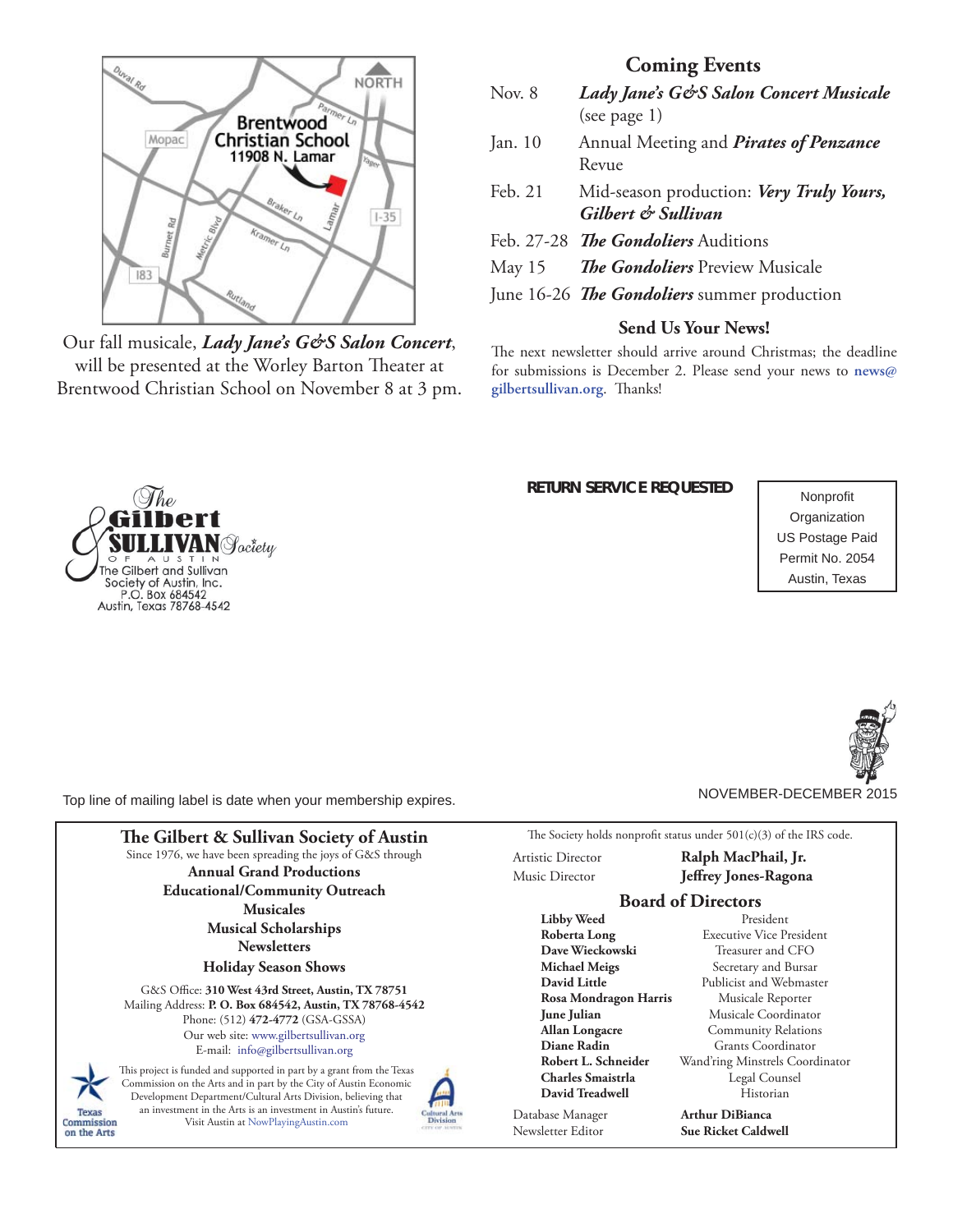Our fall musicale, ***Lady Jane's G&S Salon Concert***, will be presented at the Worley Barton Theater at Brentwood Christian School on November 8 at 3 pm.

## Coming Events

| | |
|---|---|
| Nov. 8 | ***Lady Jane's G&S Salon Concert Musicale*** (see page 1) |
| Jan. 10 | Annual Meeting and ***Pirates of Penzance*** Revue |
| Feb. 21 | Mid-season production: ***Very Truly Yours, Gilbert & Sullivan*** |
| Feb. 27-28 | ***The Gondoliers*** Auditions |
| May 15 | ***The Gondoliers*** Preview Musicale |
| June 16-26 | ***The Gondoliers*** summer production |

### Send Us Your News!

The next newsletter should arrive around Christmas; the deadline for submissions is December 2. Please send your news to **news@gilbertsullivan.org**. Thanks!

The Gilbert & Sullivan Society of Austin
The Gilbert and Sullivan Society of Austin, Inc.
P.O. Box 684542
Austin, Texas 78768-4542

**RETURN SERVICE REQUESTED**

Nonprofit Organization
US Postage Paid
Permit No. 2054
Austin, Texas

Top line of mailing label is date when your membership expires.

NOVEMBER-DECEMBER 2015

## The Gilbert & Sullivan Society of Austin

Since 1976, we have been spreading the joys of G&S through

**Annual Grand Productions**
**Educational/Community Outreach**
**Musicales**
**Musical Scholarships**
**Newsletters**
**Holiday Season Shows**

G&S Office: **310 West 43rd Street, Austin, TX 78751**
Mailing Address: **P. O. Box 684542, Austin, TX 78768-4542**
Phone: (512) **472-4772** (GSA-GSSA)
Our web site: www.gilbertsullivan.org
E-mail: info@gilbertsullivan.org

This project is funded and supported in part by a grant from the Texas Commission on the Arts and in part by the City of Austin Economic Development Department/Cultural Arts Division, believing that an investment in the Arts is an investment in Austin's future. Visit Austin at NowPlayingAustin.com

The Society holds nonprofit status under 501(c)(3) of the IRS code.

| | |
|---|---|
| Artistic Director | **Ralph MacPhail, Jr.** |
| Music Director | **Jeffrey Jones-Ragona** |

### Board of Directors

| | |
|---|---|
| **Libby Weed** | President |
| **Roberta Long** | Executive Vice President |
| **Dave Wieckowski** | Treasurer and CFO |
| **Michael Meigs** | Secretary and Bursar |
| **David Little** | Publicist and Webmaster |
| **Rosa Mondragon Harris** | Musicale Reporter |
| **June Julian** | Musicale Coordinator |
| **Allan Longacre** | Community Relations |
| **Diane Radin** | Grants Coordinator |
| **Robert L. Schneider** | Wand'ring Minstrels Coordinator |
| **Charles Smaistrla** | Legal Counsel |
| **David Treadwell** | Historian |

| | |
|---|---|
| Database Manager | **Arthur DiBianca** |
| Newsletter Editor | **Sue Ricket Caldwell** |